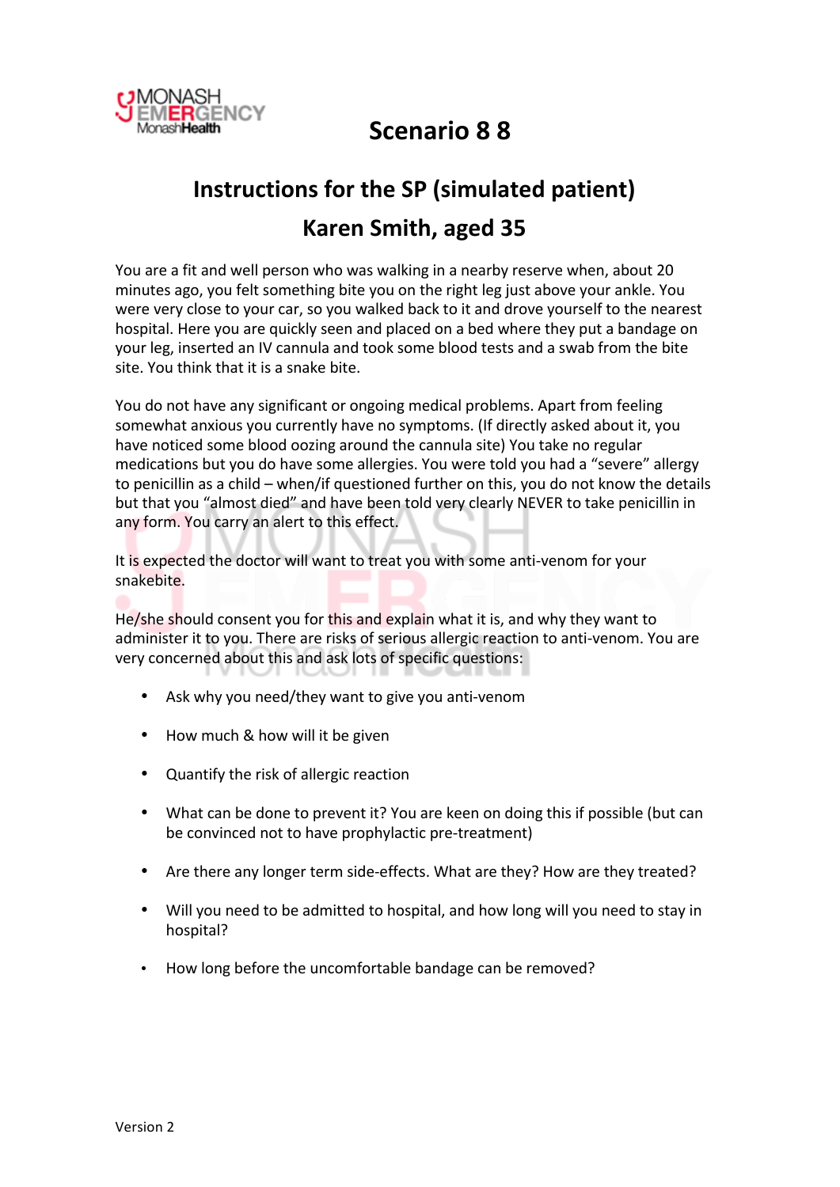# Scenario 8 8

## Instructions for the SP (simulated patient)

## Karen Smith, aged 35

You are a fit and well person who was walking in a nearby reserve when, about 20 minutes ago, you felt something bite you on the right leg just above your ankle. You were very close to your car, so you walked back to it and drove yourself to the nearest hospital. Here you are quickly seen and placed on a bed where they put a bandage on your leg, inserted an IV cannula and took some blood tests and a swab from the bite site. You think that it is a snake bite.

You do not have any significant or ongoing medical problems. Apart from feeling somewhat anxious you currently have no symptoms. (If directly asked about it, you have noticed some blood oozing around the cannula site) You take no regular medications but you do have some allergies. You were told you had a "severe" allergy to penicillin as a child – when/if questioned further on this, you do not know the details but that you "almost died" and have been told very clearly NEVER to take penicillin in any form. You carry an alert to this effect.

It is expected the doctor will want to treat you with some anti-venom for your snakebite.

He/she should consent you for this and explain what it is, and why they want to administer it to you. There are risks of serious allergic reaction to anti-venom. You are very concerned about this and ask lots of specific questions:

- Ask why you need/they want to give you anti-venom
- How much & how will it be given
- Quantify the risk of allergic reaction
- What can be done to prevent it? You are keen on doing this if possible (but can be convinced not to have prophylactic pre-treatment)
- Are there any longer term side-effects. What are they? How are they treated?
- Will you need to be admitted to hospital, and how long will you need to stay in hospital?
- How long before the uncomfortable bandage can be removed?

Version 2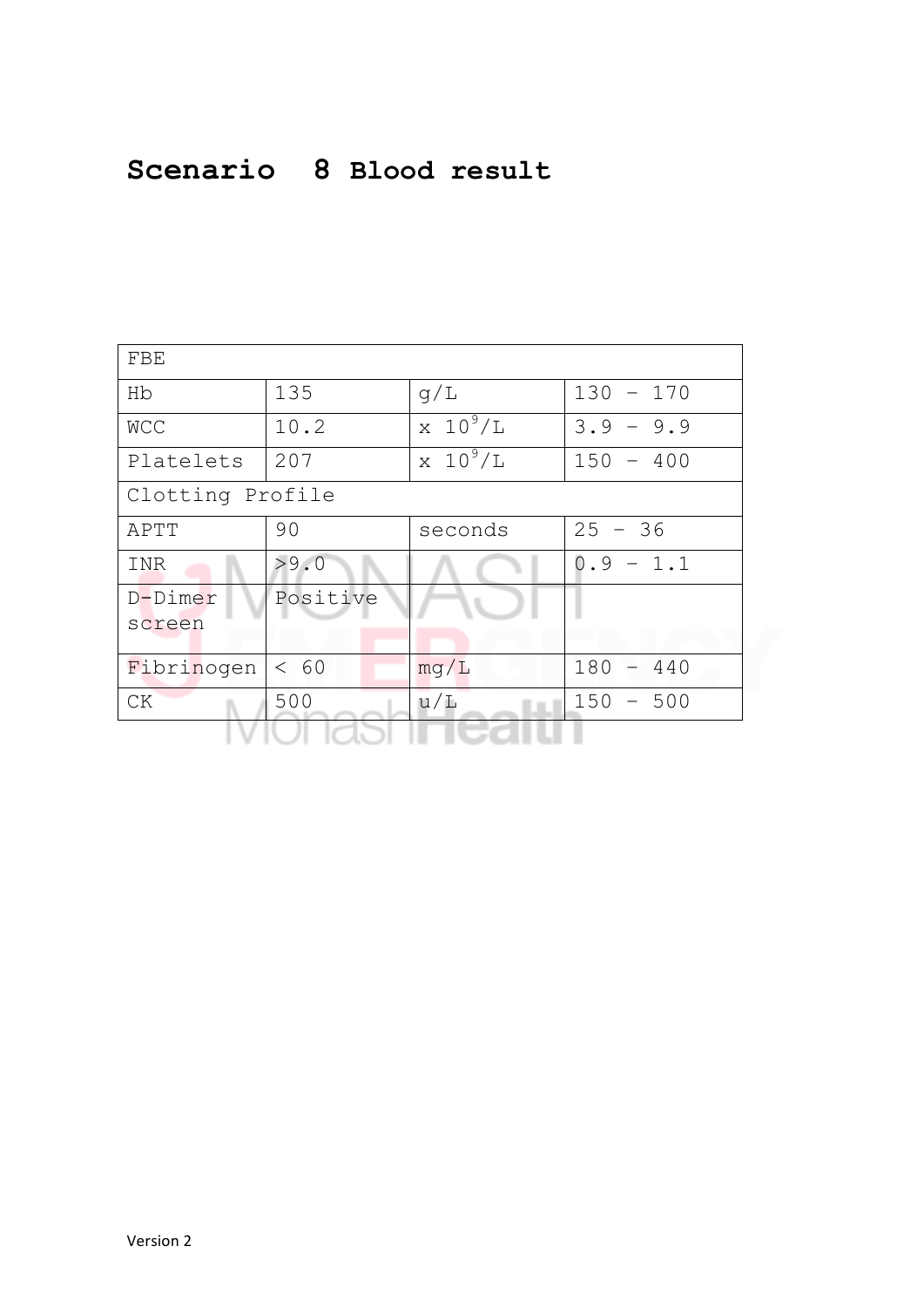# Scenario 8 Blood result

| FBE | | | |
|---|---|---|---|
| Hb | 135 | g/L | 130 – 170 |
| WCC | 10.2 | x $10^9$/L | 3.9 – 9.9 |
| Platelets | 207 | x $10^9$/L | 150 – 400 |
| Clotting Profile | | | |
| APTT | 90 | seconds | 25 – 36 |
| INR | >9.0 | | 0.9 – 1.1 |
| D-Dimer screen | Positive | | |
| Fibrinogen | < 60 | mg/L | 180 – 440 |
| CK | 500 | u/L | 150 – 500 |

Version 2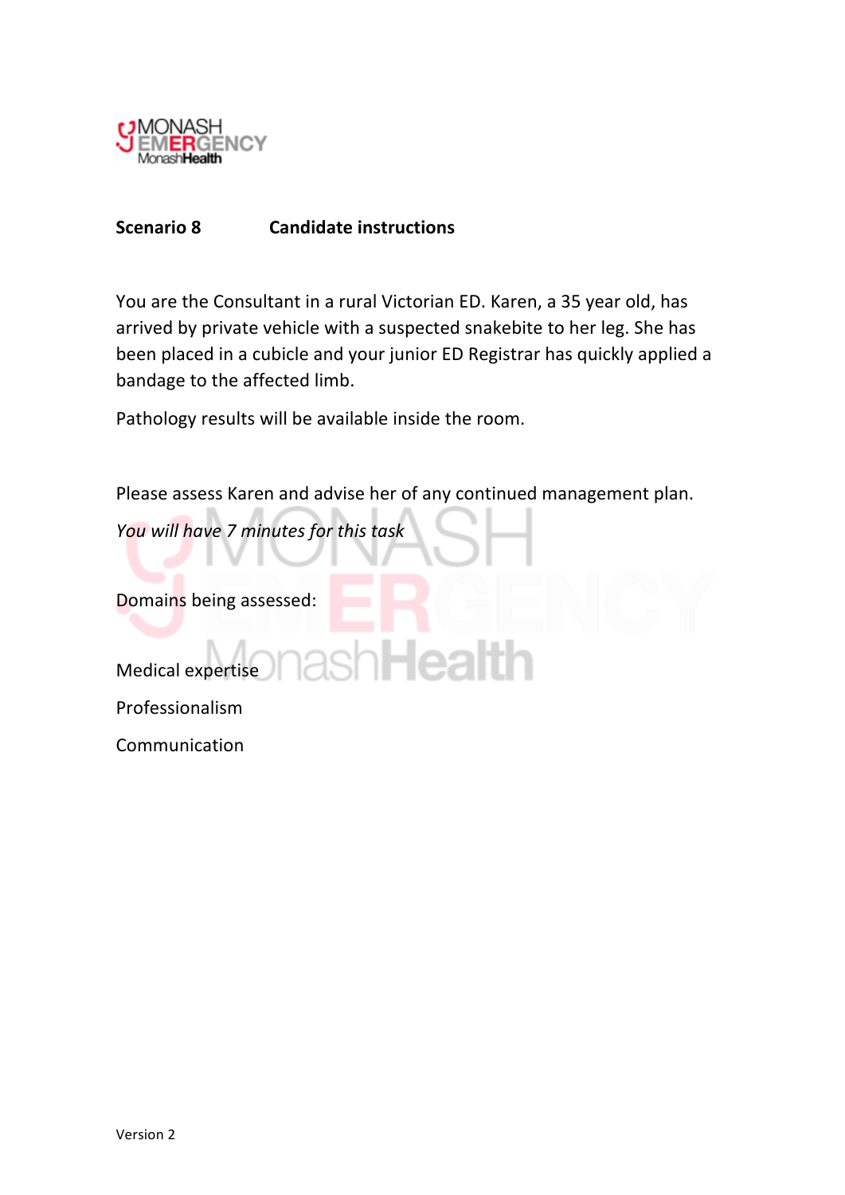**Scenario 8** **Candidate instructions**

You are the Consultant in a rural Victorian ED. Karen, a 35 year old, has arrived by private vehicle with a suspected snakebite to her leg. She has been placed in a cubicle and your junior ED Registrar has quickly applied a bandage to the affected limb.

Pathology results will be available inside the room.

Please assess Karen and advise her of any continued management plan.

*You will have 7 minutes for this task*

Domains being assessed:

Medical expertise

Professionalism

Communication

Version 2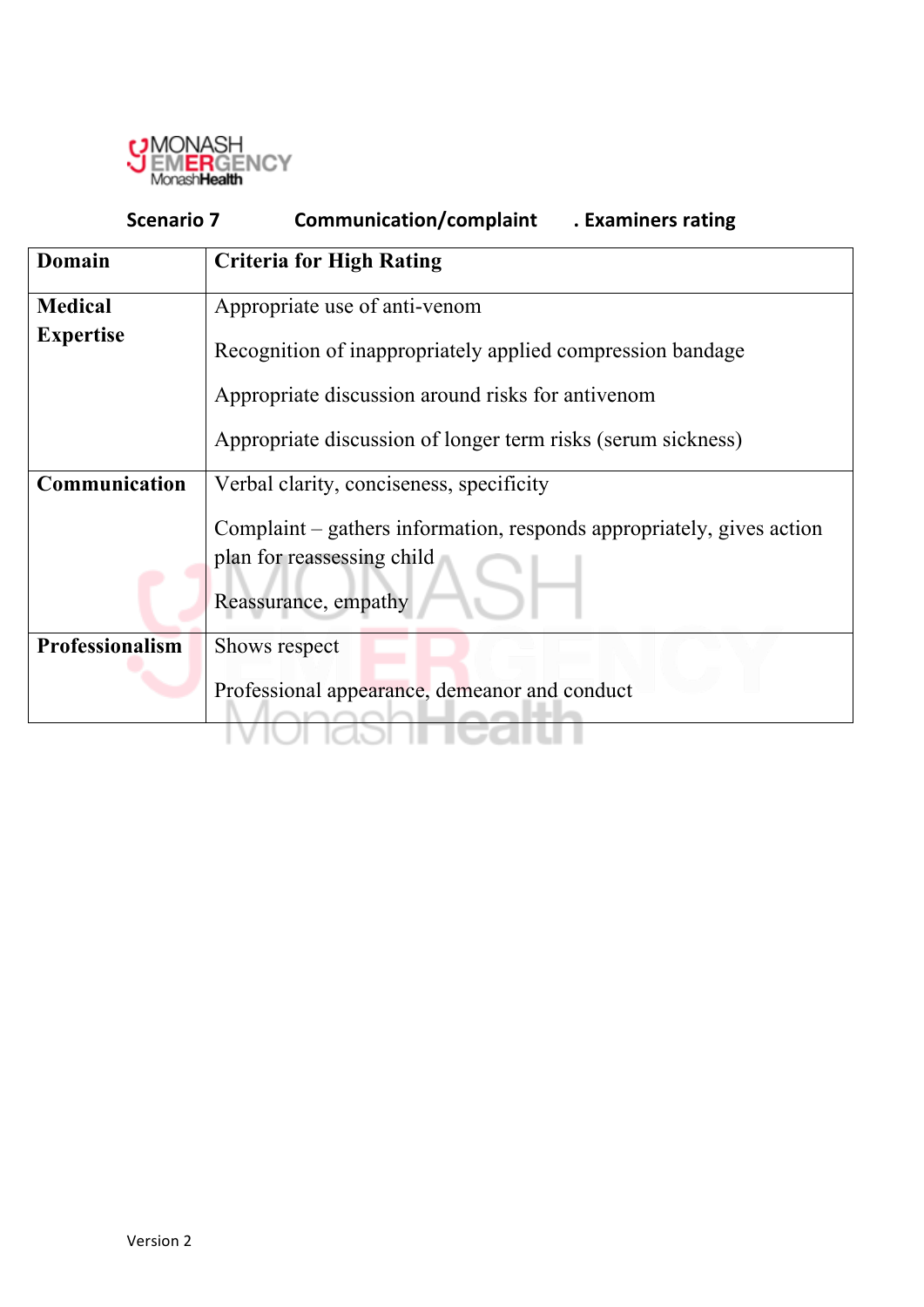**Scenario 7 Communication/complaint . Examiners rating**

| Domain | Criteria for High Rating |
| --- | --- |
| **Medical Expertise** | Appropriate use of anti-venom<br><br>Recognition of inappropriately applied compression bandage<br><br>Appropriate discussion around risks for antivenom<br><br>Appropriate discussion of longer term risks (serum sickness) |
| **Communication** | Verbal clarity, conciseness, specificity<br><br>Complaint – gathers information, responds appropriately, gives action plan for reassessing child<br><br>Reassurance, empathy |
| **Professionalism** | Shows respect<br><br>Professional appearance, demeanor and conduct |

Version 2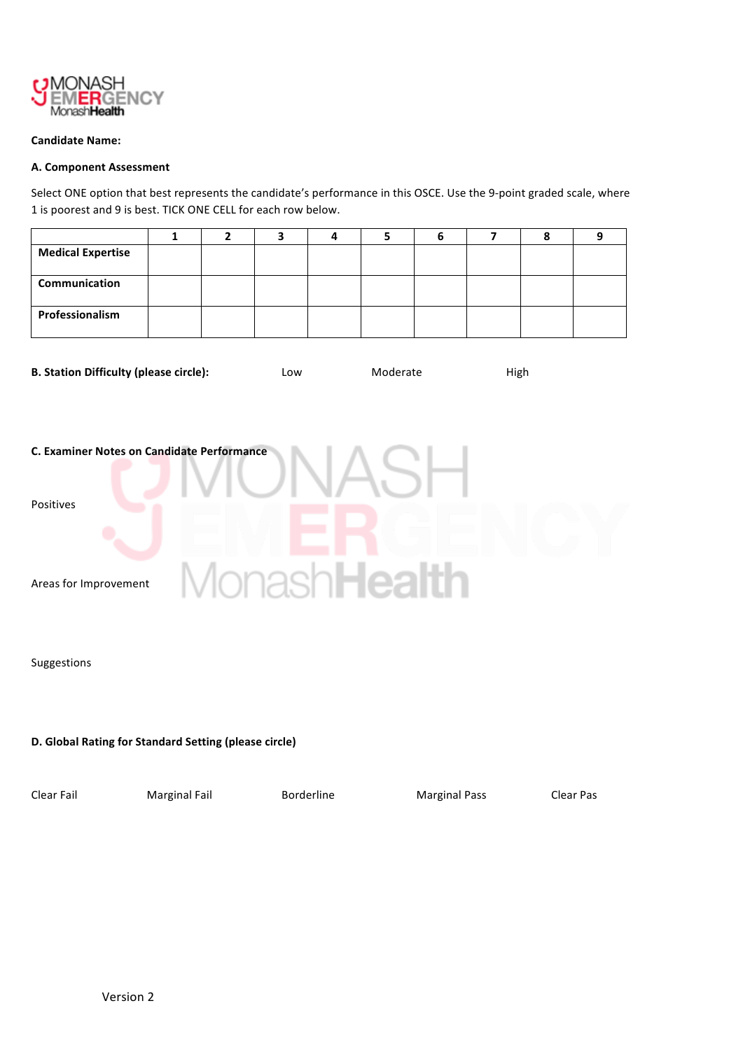**Candidate Name:**

**A. Component Assessment**

Select ONE option that best represents the candidate's performance in this OSCE. Use the 9-point graded scale, where 1 is poorest and 9 is best. TICK ONE CELL for each row below.

| | 1 | 2 | 3 | 4 | 5 | 6 | 7 | 8 | 9 |
|---|---|---|---|---|---|---|---|---|---|
| **Medical Expertise** | | | | | | | | | |
| **Communication** | | | | | | | | | |
| **Professionalism** | | | | | | | | | |

**B. Station Difficulty (please circle):** Low Moderate High

**C. Examiner Notes on Candidate Performance**

Positives

Areas for Improvement

Suggestions

**D. Global Rating for Standard Setting (please circle)**

Clear Fail Marginal Fail Borderline Marginal Pass Clear Pas

Version 2